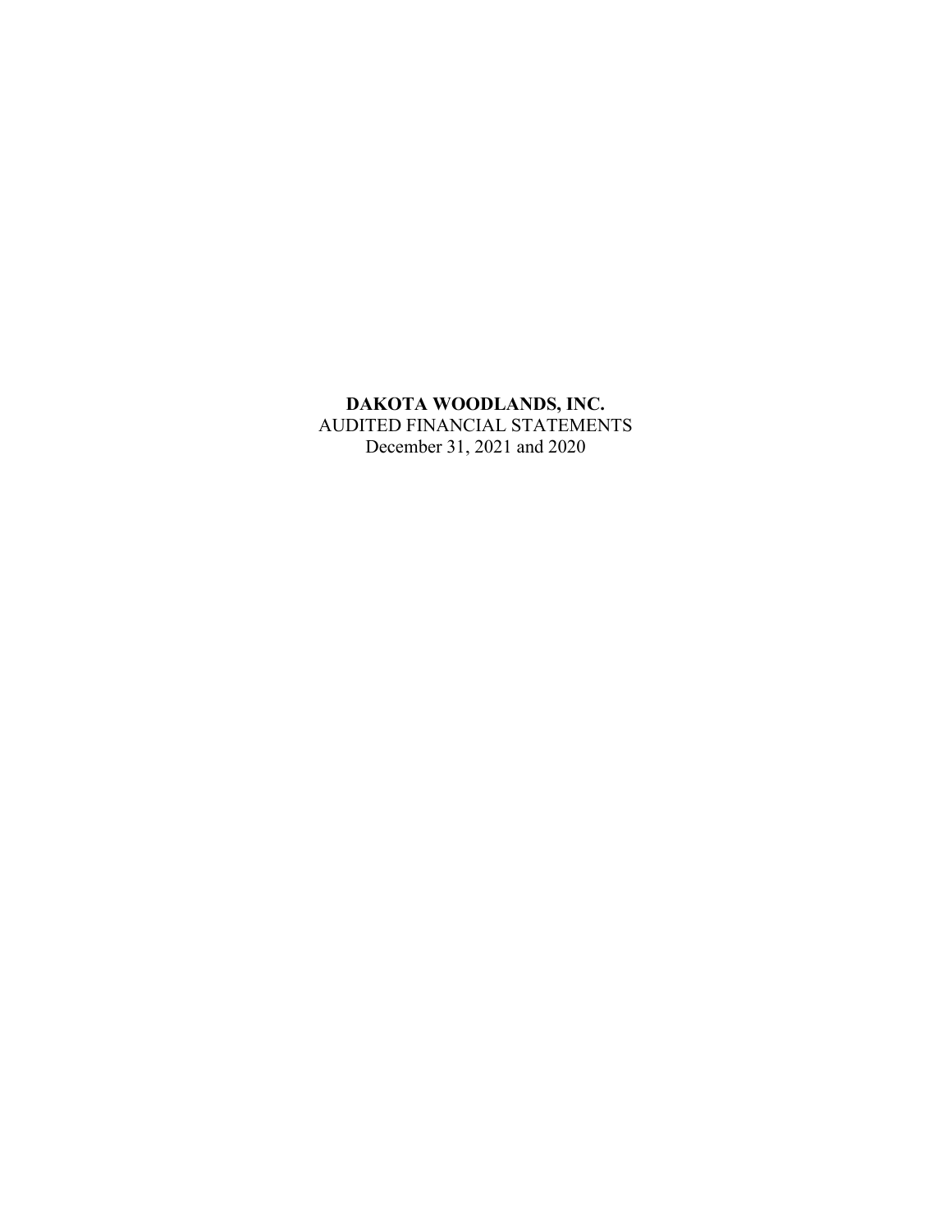**DAKOTA WOODLANDS, INC.**

AUDITED FINANCIAL STATEMENTS

December 31, 2021 and 2020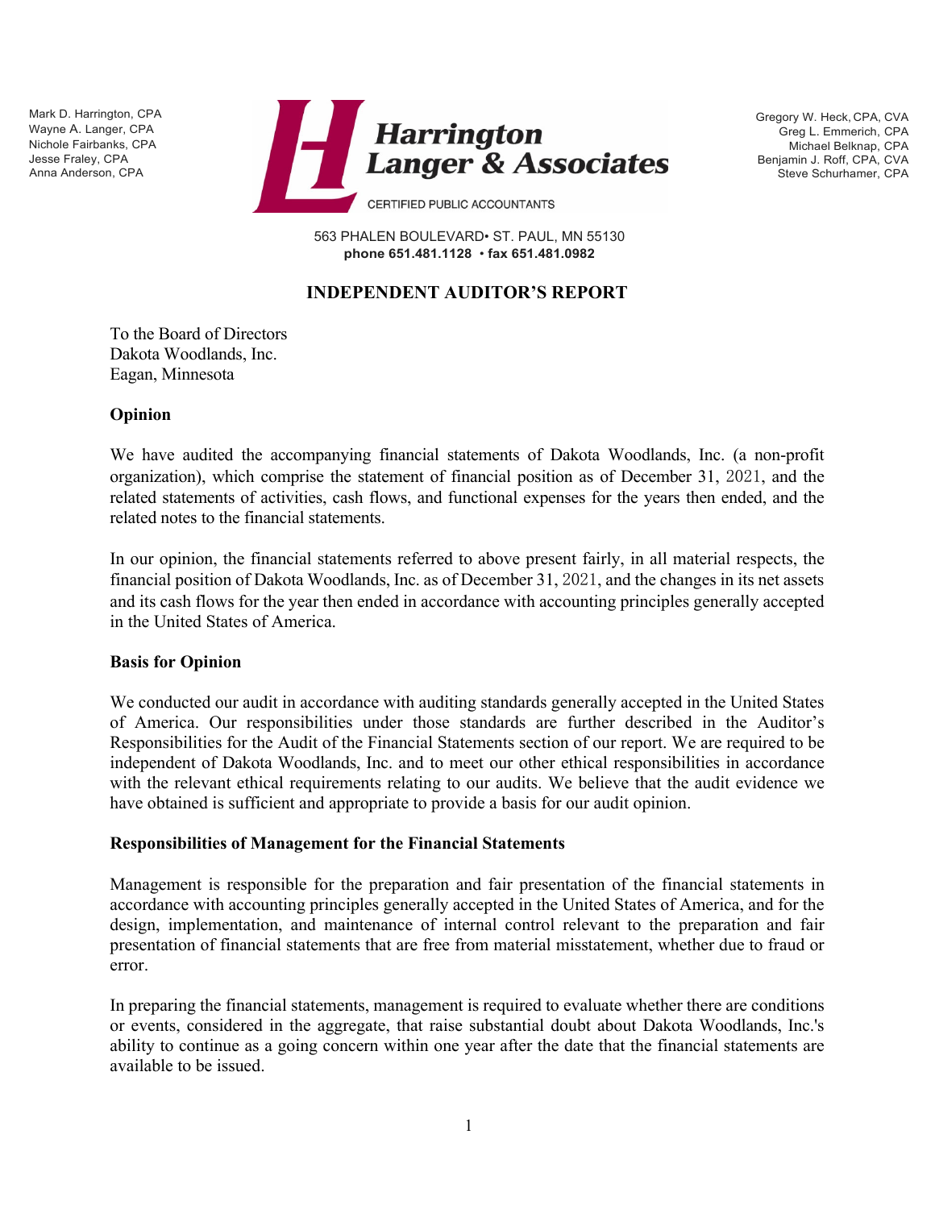Mark D. Harrington, CPA
Wayne A. Langer, CPA
Nichole Fairbanks, CPA
Jesse Fraley, CPA
Anna Anderson, CPA

**Harrington Langer & Associates**
CERTIFIED PUBLIC ACCOUNTANTS

Gregory W. Heck, CPA, CVA
Greg L. Emmerich, CPA
Michael Belknap, CPA
Benjamin J. Roff, CPA, CVA
Steve Schurhamer, CPA

563 PHALEN BOULEVARD• ST. PAUL, MN 55130
**phone 651.481.1128 • fax 651.481.0982**

# INDEPENDENT AUDITOR'S REPORT

To the Board of Directors
Dakota Woodlands, Inc.
Eagan, Minnesota

## Opinion

We have audited the accompanying financial statements of Dakota Woodlands, Inc. (a non-profit organization), which comprise the statement of financial position as of December 31, 2021, and the related statements of activities, cash flows, and functional expenses for the years then ended, and the related notes to the financial statements.

In our opinion, the financial statements referred to above present fairly, in all material respects, the financial position of Dakota Woodlands, Inc. as of December 31, 2021, and the changes in its net assets and its cash flows for the year then ended in accordance with accounting principles generally accepted in the United States of America.

## Basis for Opinion

We conducted our audit in accordance with auditing standards generally accepted in the United States of America. Our responsibilities under those standards are further described in the Auditor's Responsibilities for the Audit of the Financial Statements section of our report. We are required to be independent of Dakota Woodlands, Inc. and to meet our other ethical responsibilities in accordance with the relevant ethical requirements relating to our audits. We believe that the audit evidence we have obtained is sufficient and appropriate to provide a basis for our audit opinion.

## Responsibilities of Management for the Financial Statements

Management is responsible for the preparation and fair presentation of the financial statements in accordance with accounting principles generally accepted in the United States of America, and for the design, implementation, and maintenance of internal control relevant to the preparation and fair presentation of financial statements that are free from material misstatement, whether due to fraud or error.

In preparing the financial statements, management is required to evaluate whether there are conditions or events, considered in the aggregate, that raise substantial doubt about Dakota Woodlands, Inc.'s ability to continue as a going concern within one year after the date that the financial statements are available to be issued.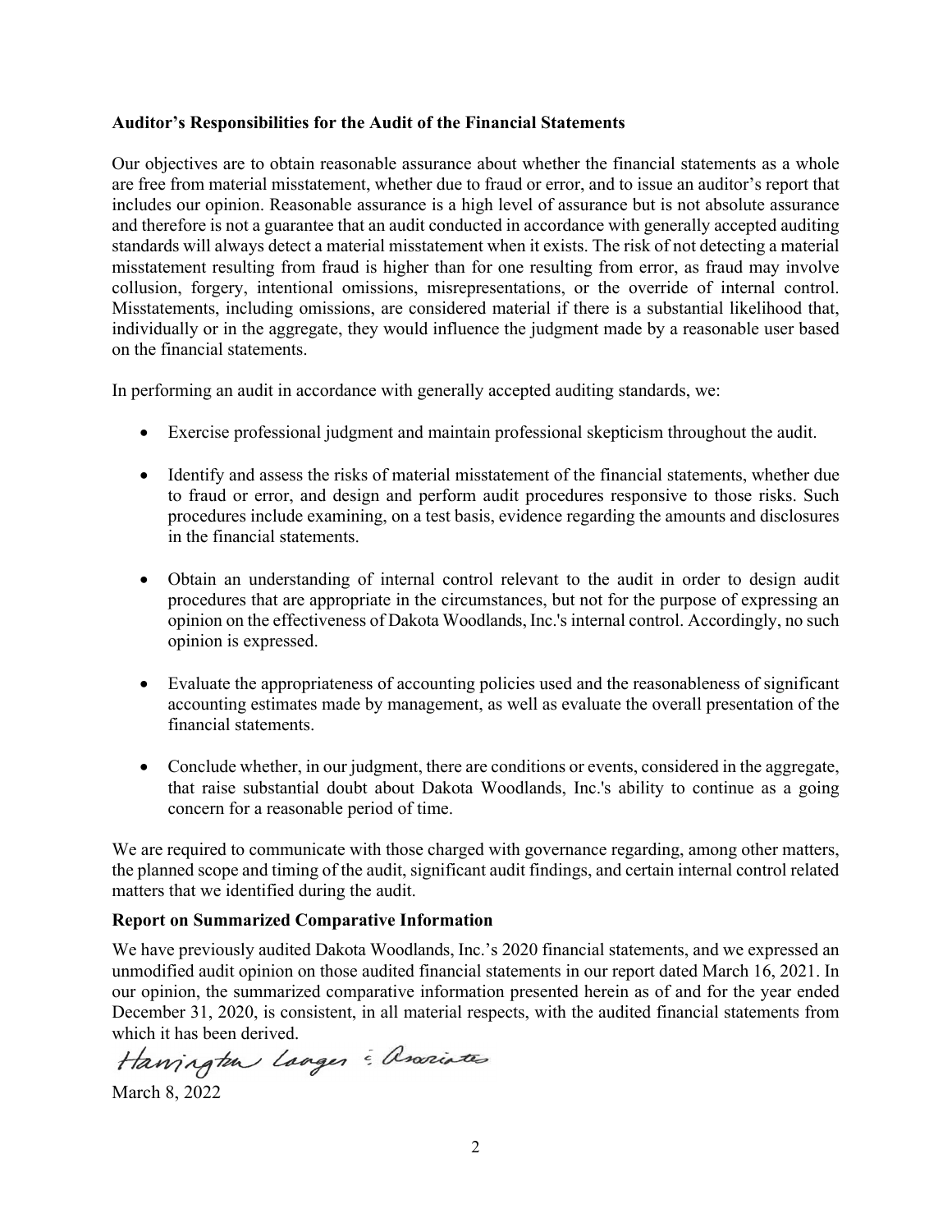### Auditor's Responsibilities for the Audit of the Financial Statements

Our objectives are to obtain reasonable assurance about whether the financial statements as a whole are free from material misstatement, whether due to fraud or error, and to issue an auditor's report that includes our opinion. Reasonable assurance is a high level of assurance but is not absolute assurance and therefore is not a guarantee that an audit conducted in accordance with generally accepted auditing standards will always detect a material misstatement when it exists. The risk of not detecting a material misstatement resulting from fraud is higher than for one resulting from error, as fraud may involve collusion, forgery, intentional omissions, misrepresentations, or the override of internal control. Misstatements, including omissions, are considered material if there is a substantial likelihood that, individually or in the aggregate, they would influence the judgment made by a reasonable user based on the financial statements.

In performing an audit in accordance with generally accepted auditing standards, we:

- Exercise professional judgment and maintain professional skepticism throughout the audit.
- Identify and assess the risks of material misstatement of the financial statements, whether due to fraud or error, and design and perform audit procedures responsive to those risks. Such procedures include examining, on a test basis, evidence regarding the amounts and disclosures in the financial statements.
- Obtain an understanding of internal control relevant to the audit in order to design audit procedures that are appropriate in the circumstances, but not for the purpose of expressing an opinion on the effectiveness of Dakota Woodlands, Inc.'s internal control. Accordingly, no such opinion is expressed.
- Evaluate the appropriateness of accounting policies used and the reasonableness of significant accounting estimates made by management, as well as evaluate the overall presentation of the financial statements.
- Conclude whether, in our judgment, there are conditions or events, considered in the aggregate, that raise substantial doubt about Dakota Woodlands, Inc.'s ability to continue as a going concern for a reasonable period of time.

We are required to communicate with those charged with governance regarding, among other matters, the planned scope and timing of the audit, significant audit findings, and certain internal control related matters that we identified during the audit.

### Report on Summarized Comparative Information

We have previously audited Dakota Woodlands, Inc.'s 2020 financial statements, and we expressed an unmodified audit opinion on those audited financial statements in our report dated March 16, 2021. In our opinion, the summarized comparative information presented herein as of and for the year ended December 31, 2020, is consistent, in all material respects, with the audited financial statements from which it has been derived.

Harrington Langer & Associates

March 8, 2022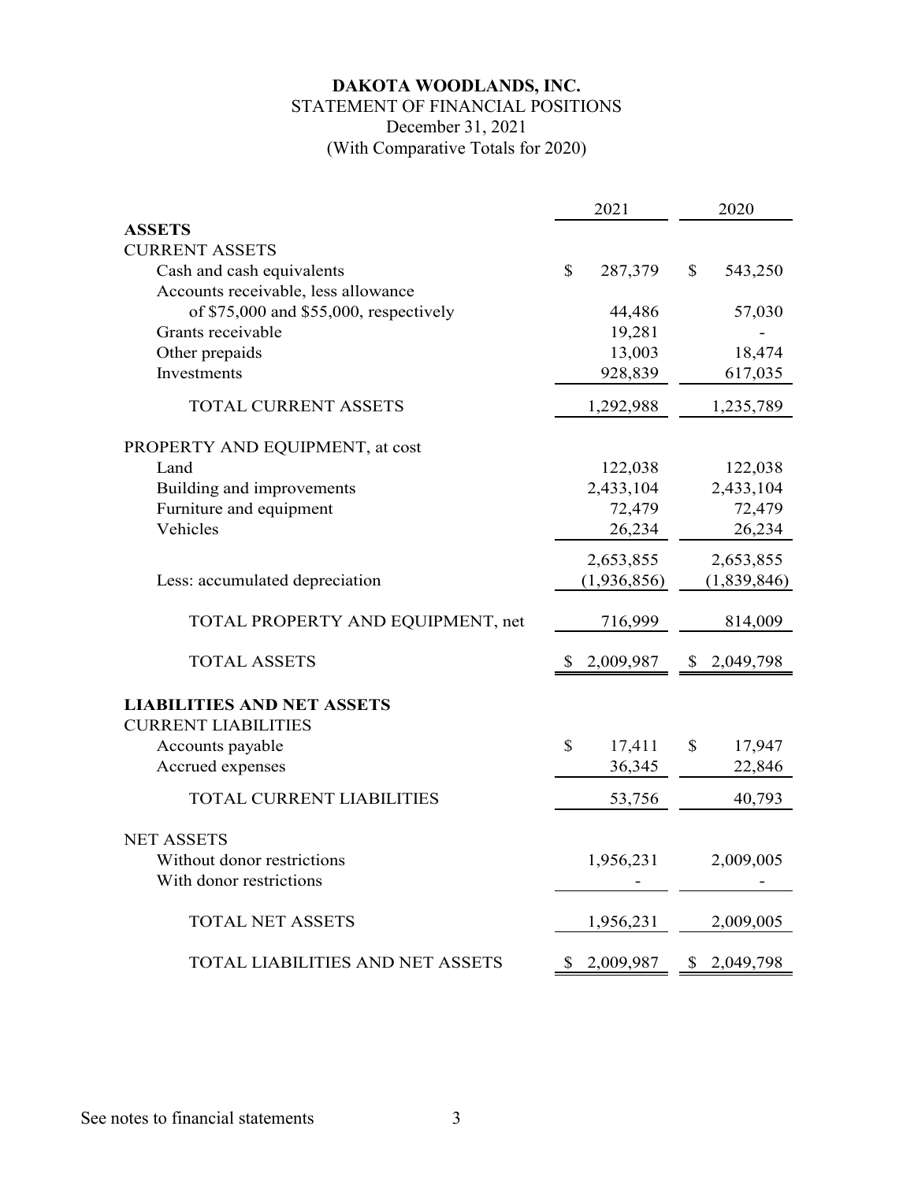**DAKOTA WOODLANDS, INC.**

STATEMENT OF FINANCIAL POSITIONS

December 31, 2021

(With Comparative Totals for 2020)

| | 2021 | 2020 |
|---|---|---|
| **ASSETS** | | |
| CURRENT ASSETS | | |
| Cash and cash equivalents | $ 287,379 | $ 543,250 |
| Accounts receivable, less allowance of $75,000 and $55,000, respectively | 44,486 | 57,030 |
| Grants receivable | 19,281 | - |
| Other prepaids | 13,003 | 18,474 |
| Investments | 928,839 | 617,035 |
| TOTAL CURRENT ASSETS | 1,292,988 | 1,235,789 |
| PROPERTY AND EQUIPMENT, at cost | | |
| Land | 122,038 | 122,038 |
| Building and improvements | 2,433,104 | 2,433,104 |
| Furniture and equipment | 72,479 | 72,479 |
| Vehicles | 26,234 | 26,234 |
| | 2,653,855 | 2,653,855 |
| Less: accumulated depreciation | (1,936,856) | (1,839,846) |
| TOTAL PROPERTY AND EQUIPMENT, net | 716,999 | 814,009 |
| TOTAL ASSETS | $ 2,009,987 | $ 2,049,798 |
| **LIABILITIES AND NET ASSETS** | | |
| CURRENT LIABILITIES | | |
| Accounts payable | $ 17,411 | $ 17,947 |
| Accrued expenses | 36,345 | 22,846 |
| TOTAL CURRENT LIABILITIES | 53,756 | 40,793 |
| NET ASSETS | | |
| Without donor restrictions | 1,956,231 | 2,009,005 |
| With donor restrictions | - | - |
| TOTAL NET ASSETS | 1,956,231 | 2,009,005 |
| TOTAL LIABILITIES AND NET ASSETS | $ 2,009,987 | $ 2,049,798 |

See notes to financial statements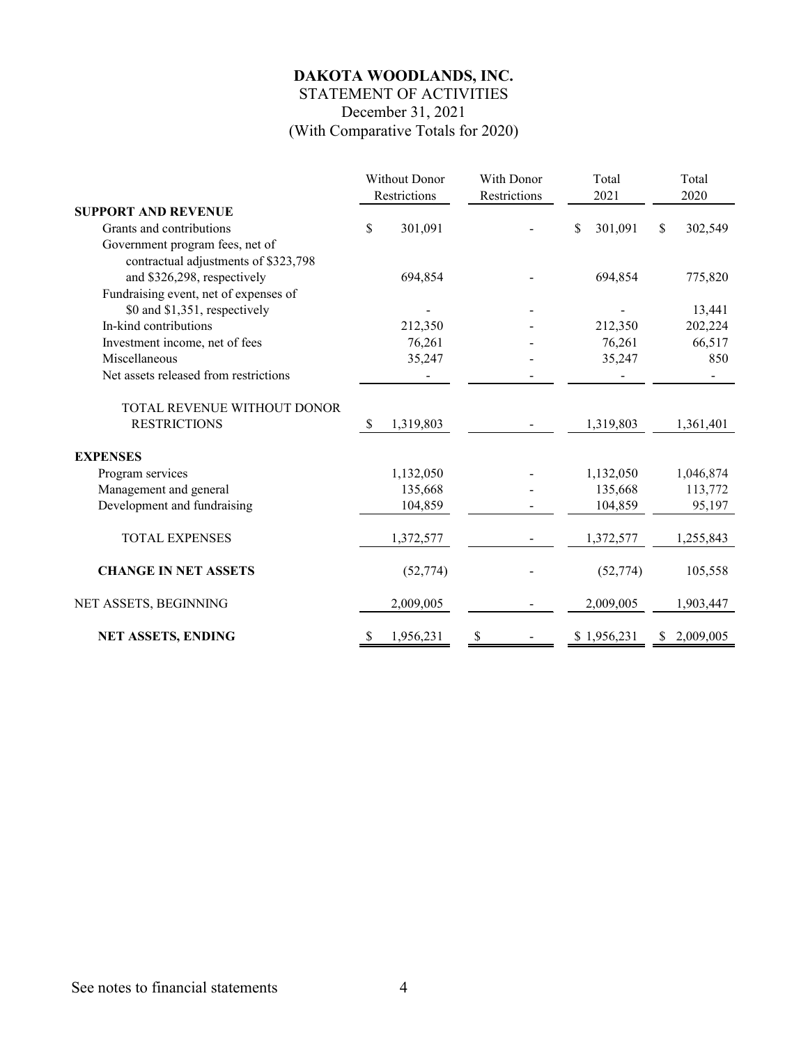# DAKOTA WOODLANDS, INC.

STATEMENT OF ACTIVITIES

December 31, 2021

(With Comparative Totals for 2020)

| | Without Donor Restrictions | With Donor Restrictions | Total 2021 | Total 2020 |
|---|---|---|---|---|
| **SUPPORT AND REVENUE** | | | | |
| Grants and contributions | $ 301,091 | - | $ 301,091 | $ 302,549 |
| Government program fees, net of contractual adjustments of $323,798 and $326,298, respectively | 694,854 | - | 694,854 | 775,820 |
| Fundraising event, net of expenses of $0 and $1,351, respectively | - | - | - | 13,441 |
| In-kind contributions | 212,350 | - | 212,350 | 202,224 |
| Investment income, net of fees | 76,261 | - | 76,261 | 66,517 |
| Miscellaneous | 35,247 | - | 35,247 | 850 |
| Net assets released from restrictions | - | - | - | - |
| TOTAL REVENUE WITHOUT DONOR RESTRICTIONS | $ 1,319,803 | - | 1,319,803 | 1,361,401 |
| **EXPENSES** | | | | |
| Program services | 1,132,050 | - | 1,132,050 | 1,046,874 |
| Management and general | 135,668 | - | 135,668 | 113,772 |
| Development and fundraising | 104,859 | - | 104,859 | 95,197 |
| TOTAL EXPENSES | 1,372,577 | - | 1,372,577 | 1,255,843 |
| **CHANGE IN NET ASSETS** | (52,774) | - | (52,774) | 105,558 |
| NET ASSETS, BEGINNING | 2,009,005 | - | 2,009,005 | 1,903,447 |
| **NET ASSETS, ENDING** | $ 1,956,231 | $ - | $ 1,956,231 | $ 2,009,005 |

See notes to financial statements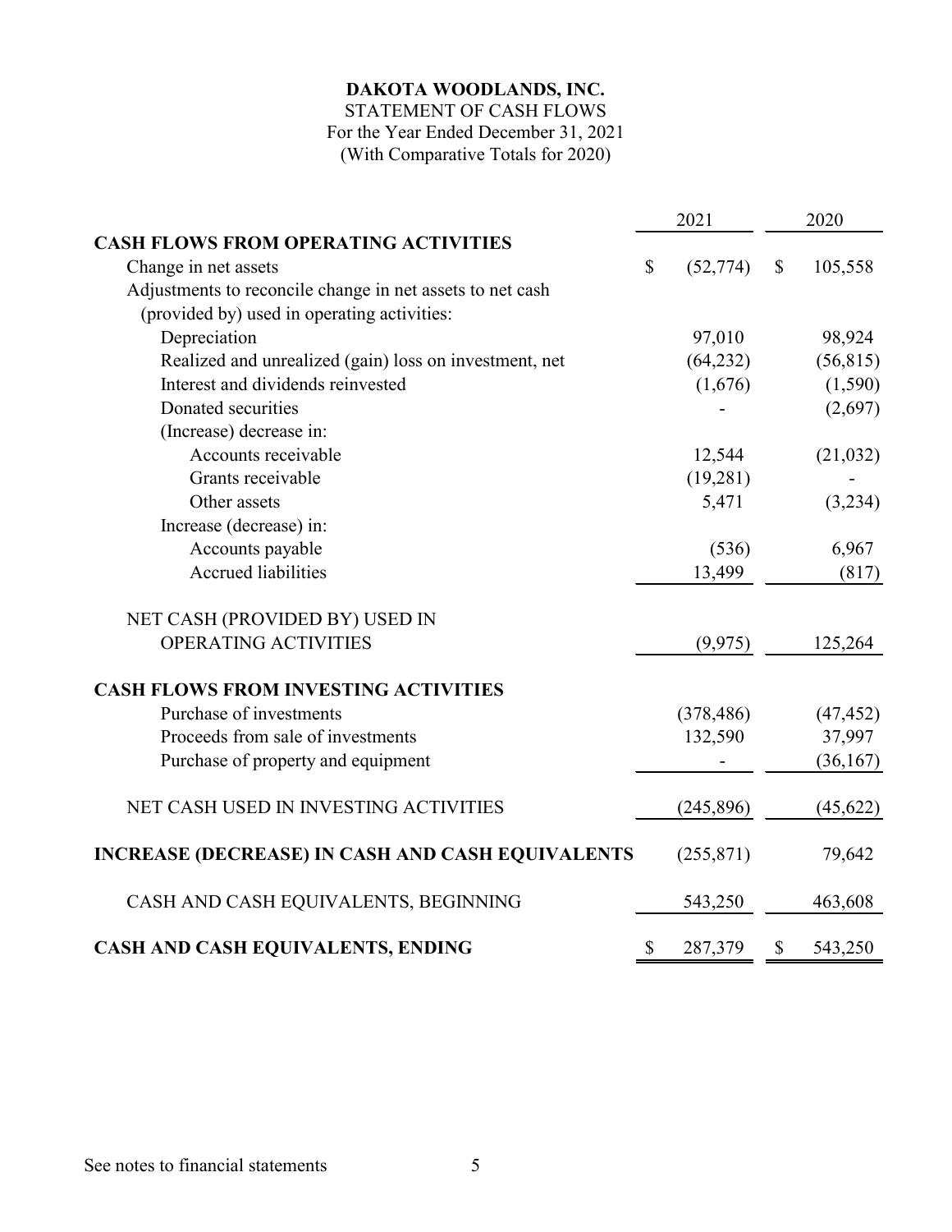# DAKOTA WOODLANDS, INC.

STATEMENT OF CASH FLOWS
For the Year Ended December 31, 2021
(With Comparative Totals for 2020)

| | 2021 | 2020 |
|---|---|---|
| **CASH FLOWS FROM OPERATING ACTIVITIES** | | |
| Change in net assets | $ (52,774) | $ 105,558 |
| Adjustments to reconcile change in net assets to net cash (provided by) used in operating activities: | | |
| Depreciation | 97,010 | 98,924 |
| Realized and unrealized (gain) loss on investment, net | (64,232) | (56,815) |
| Interest and dividends reinvested | (1,676) | (1,590) |
| Donated securities | - | (2,697) |
| (Increase) decrease in: | | |
| Accounts receivable | 12,544 | (21,032) |
| Grants receivable | (19,281) | - |
| Other assets | 5,471 | (3,234) |
| Increase (decrease) in: | | |
| Accounts payable | (536) | 6,967 |
| Accrued liabilities | 13,499 | (817) |
| NET CASH (PROVIDED BY) USED IN OPERATING ACTIVITIES | (9,975) | 125,264 |
| **CASH FLOWS FROM INVESTING ACTIVITIES** | | |
| Purchase of investments | (378,486) | (47,452) |
| Proceeds from sale of investments | 132,590 | 37,997 |
| Purchase of property and equipment | - | (36,167) |
| NET CASH USED IN INVESTING ACTIVITIES | (245,896) | (45,622) |
| **INCREASE (DECREASE) IN CASH AND CASH EQUIVALENTS** | (255,871) | 79,642 |
| CASH AND CASH EQUIVALENTS, BEGINNING | 543,250 | 463,608 |
| **CASH AND CASH EQUIVALENTS, ENDING** | $ 287,379 | $ 543,250 |

See notes to financial statements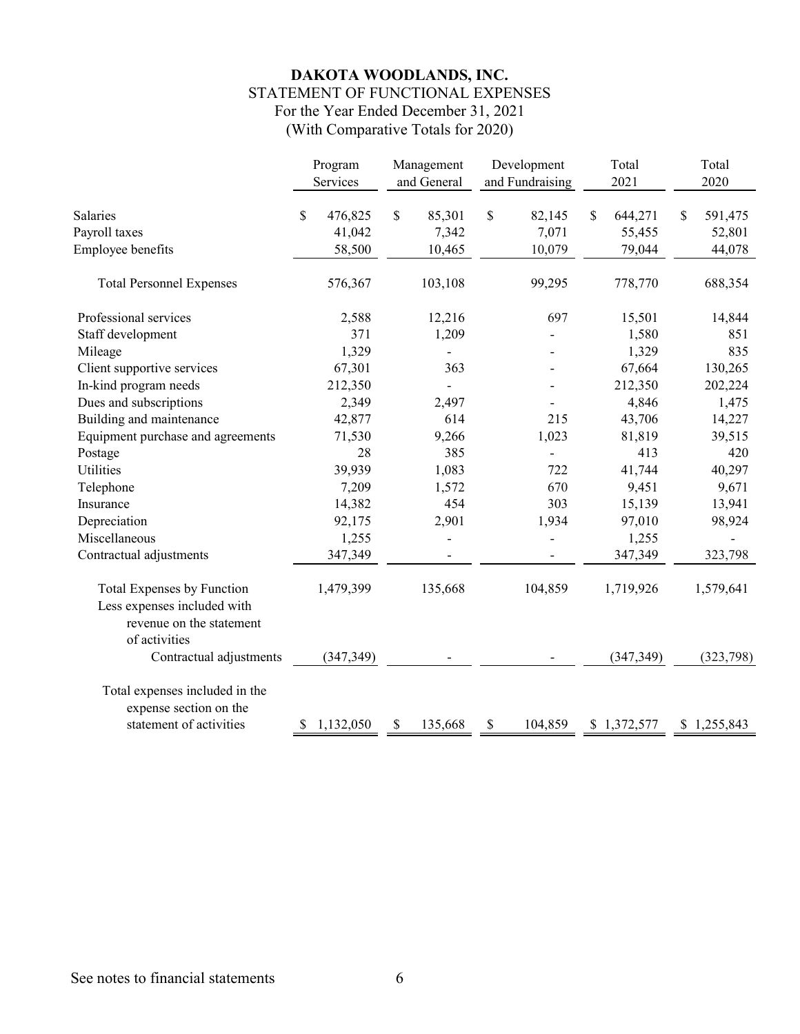**DAKOTA WOODLANDS, INC.**
STATEMENT OF FUNCTIONAL EXPENSES
For the Year Ended December 31, 2021
(With Comparative Totals for 2020)

| | Program Services | Management and General | Development and Fundraising | Total 2021 | Total 2020 |
|---|---|---|---|---|---|
| Salaries | $ 476,825 | $ 85,301 | $ 82,145 | $ 644,271 | $ 591,475 |
| Payroll taxes | 41,042 | 7,342 | 7,071 | 55,455 | 52,801 |
| Employee benefits | 58,500 | 10,465 | 10,079 | 79,044 | 44,078 |
| Total Personnel Expenses | 576,367 | 103,108 | 99,295 | 778,770 | 688,354 |
| Professional services | 2,588 | 12,216 | 697 | 15,501 | 14,844 |
| Staff development | 371 | 1,209 | - | 1,580 | 851 |
| Mileage | 1,329 | - | - | 1,329 | 835 |
| Client supportive services | 67,301 | 363 | - | 67,664 | 130,265 |
| In-kind program needs | 212,350 | - | - | 212,350 | 202,224 |
| Dues and subscriptions | 2,349 | 2,497 | - | 4,846 | 1,475 |
| Building and maintenance | 42,877 | 614 | 215 | 43,706 | 14,227 |
| Equipment purchase and agreements | 71,530 | 9,266 | 1,023 | 81,819 | 39,515 |
| Postage | 28 | 385 | - | 413 | 420 |
| Utilities | 39,939 | 1,083 | 722 | 41,744 | 40,297 |
| Telephone | 7,209 | 1,572 | 670 | 9,451 | 9,671 |
| Insurance | 14,382 | 454 | 303 | 15,139 | 13,941 |
| Depreciation | 92,175 | 2,901 | 1,934 | 97,010 | 98,924 |
| Miscellaneous | 1,255 | - | - | 1,255 | - |
| Contractual adjustments | 347,349 | - | - | 347,349 | 323,798 |
| Total Expenses by Function | 1,479,399 | 135,668 | 104,859 | 1,719,926 | 1,579,641 |
| Less expenses included with revenue on the statement of activities | | | | | |
| Contractual adjustments | (347,349) | - | - | (347,349) | (323,798) |
| Total expenses included in the expense section on the statement of activities | $ 1,132,050 | $ 135,668 | $ 104,859 | $ 1,372,577 | $ 1,255,843 |

See notes to financial statements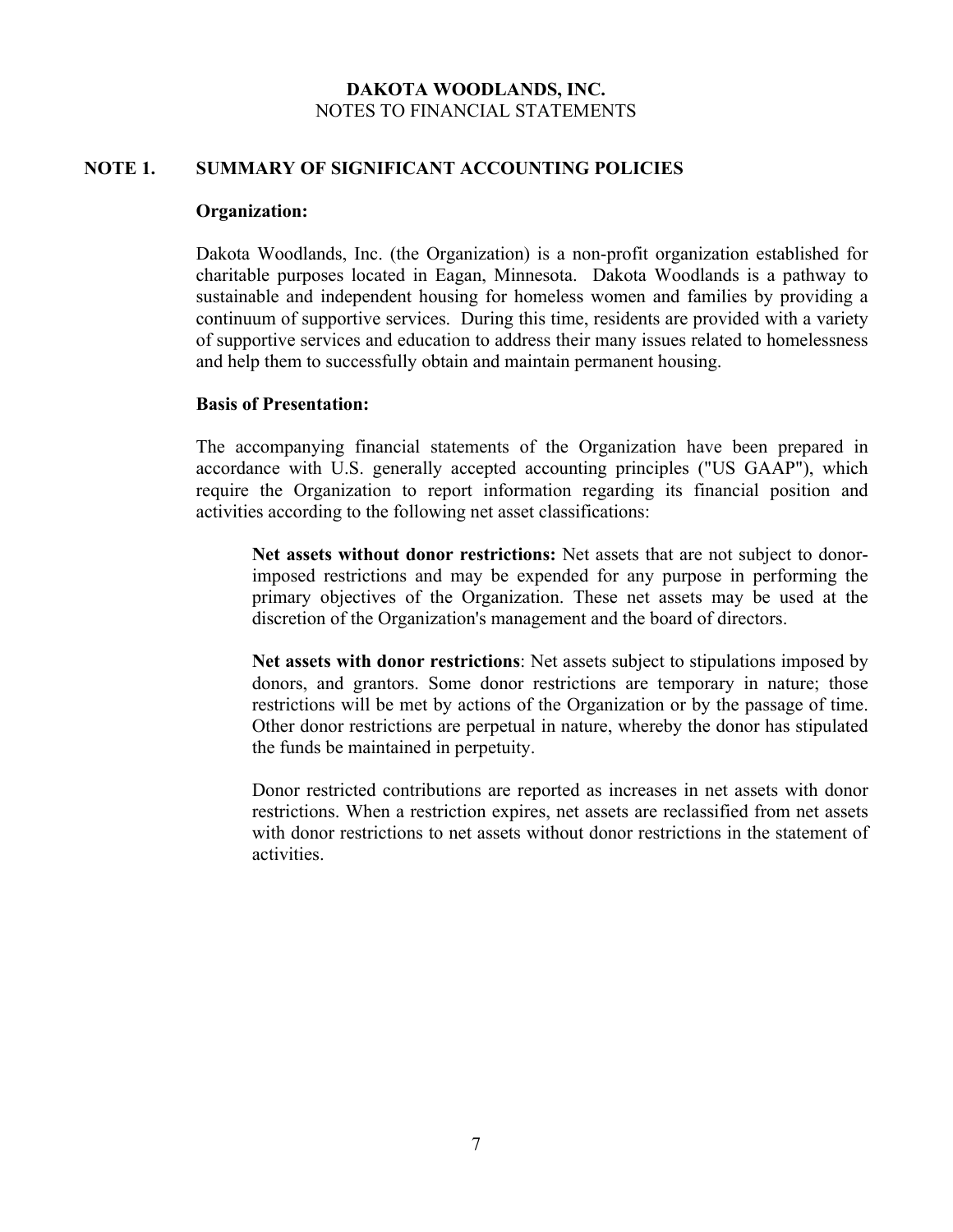**DAKOTA WOODLANDS, INC.**
NOTES TO FINANCIAL STATEMENTS

## NOTE 1. SUMMARY OF SIGNIFICANT ACCOUNTING POLICIES

**Organization:**

Dakota Woodlands, Inc. (the Organization) is a non-profit organization established for charitable purposes located in Eagan, Minnesota. Dakota Woodlands is a pathway to sustainable and independent housing for homeless women and families by providing a continuum of supportive services. During this time, residents are provided with a variety of supportive services and education to address their many issues related to homelessness and help them to successfully obtain and maintain permanent housing.

**Basis of Presentation:**

The accompanying financial statements of the Organization have been prepared in accordance with U.S. generally accepted accounting principles ("US GAAP"), which require the Organization to report information regarding its financial position and activities according to the following net asset classifications:

**Net assets without donor restrictions:** Net assets that are not subject to donor-imposed restrictions and may be expended for any purpose in performing the primary objectives of the Organization. These net assets may be used at the discretion of the Organization's management and the board of directors.

**Net assets with donor restrictions**: Net assets subject to stipulations imposed by donors, and grantors. Some donor restrictions are temporary in nature; those restrictions will be met by actions of the Organization or by the passage of time. Other donor restrictions are perpetual in nature, whereby the donor has stipulated the funds be maintained in perpetuity.

Donor restricted contributions are reported as increases in net assets with donor restrictions. When a restriction expires, net assets are reclassified from net assets with donor restrictions to net assets without donor restrictions in the statement of activities.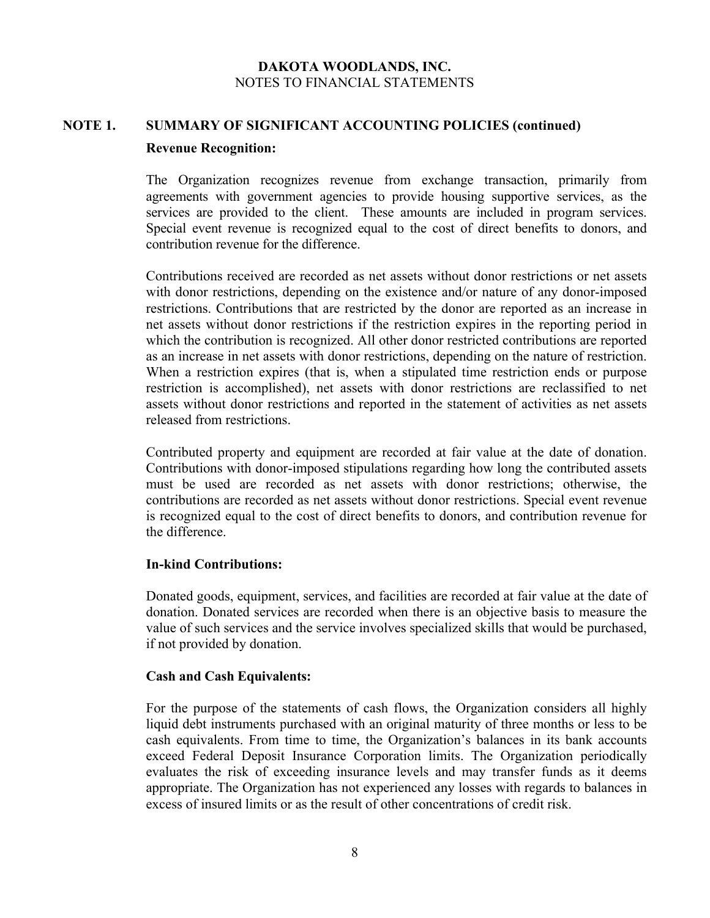**DAKOTA WOODLANDS, INC.**
NOTES TO FINANCIAL STATEMENTS

## NOTE 1. SUMMARY OF SIGNIFICANT ACCOUNTING POLICIES (continued)

**Revenue Recognition:**

The Organization recognizes revenue from exchange transaction, primarily from agreements with government agencies to provide housing supportive services, as the services are provided to the client. These amounts are included in program services. Special event revenue is recognized equal to the cost of direct benefits to donors, and contribution revenue for the difference.

Contributions received are recorded as net assets without donor restrictions or net assets with donor restrictions, depending on the existence and/or nature of any donor-imposed restrictions. Contributions that are restricted by the donor are reported as an increase in net assets without donor restrictions if the restriction expires in the reporting period in which the contribution is recognized. All other donor restricted contributions are reported as an increase in net assets with donor restrictions, depending on the nature of restriction. When a restriction expires (that is, when a stipulated time restriction ends or purpose restriction is accomplished), net assets with donor restrictions are reclassified to net assets without donor restrictions and reported in the statement of activities as net assets released from restrictions.

Contributed property and equipment are recorded at fair value at the date of donation. Contributions with donor-imposed stipulations regarding how long the contributed assets must be used are recorded as net assets with donor restrictions; otherwise, the contributions are recorded as net assets without donor restrictions. Special event revenue is recognized equal to the cost of direct benefits to donors, and contribution revenue for the difference.

**In-kind Contributions:**

Donated goods, equipment, services, and facilities are recorded at fair value at the date of donation. Donated services are recorded when there is an objective basis to measure the value of such services and the service involves specialized skills that would be purchased, if not provided by donation.

**Cash and Cash Equivalents:**

For the purpose of the statements of cash flows, the Organization considers all highly liquid debt instruments purchased with an original maturity of three months or less to be cash equivalents. From time to time, the Organization's balances in its bank accounts exceed Federal Deposit Insurance Corporation limits. The Organization periodically evaluates the risk of exceeding insurance levels and may transfer funds as it deems appropriate. The Organization has not experienced any losses with regards to balances in excess of insured limits or as the result of other concentrations of credit risk.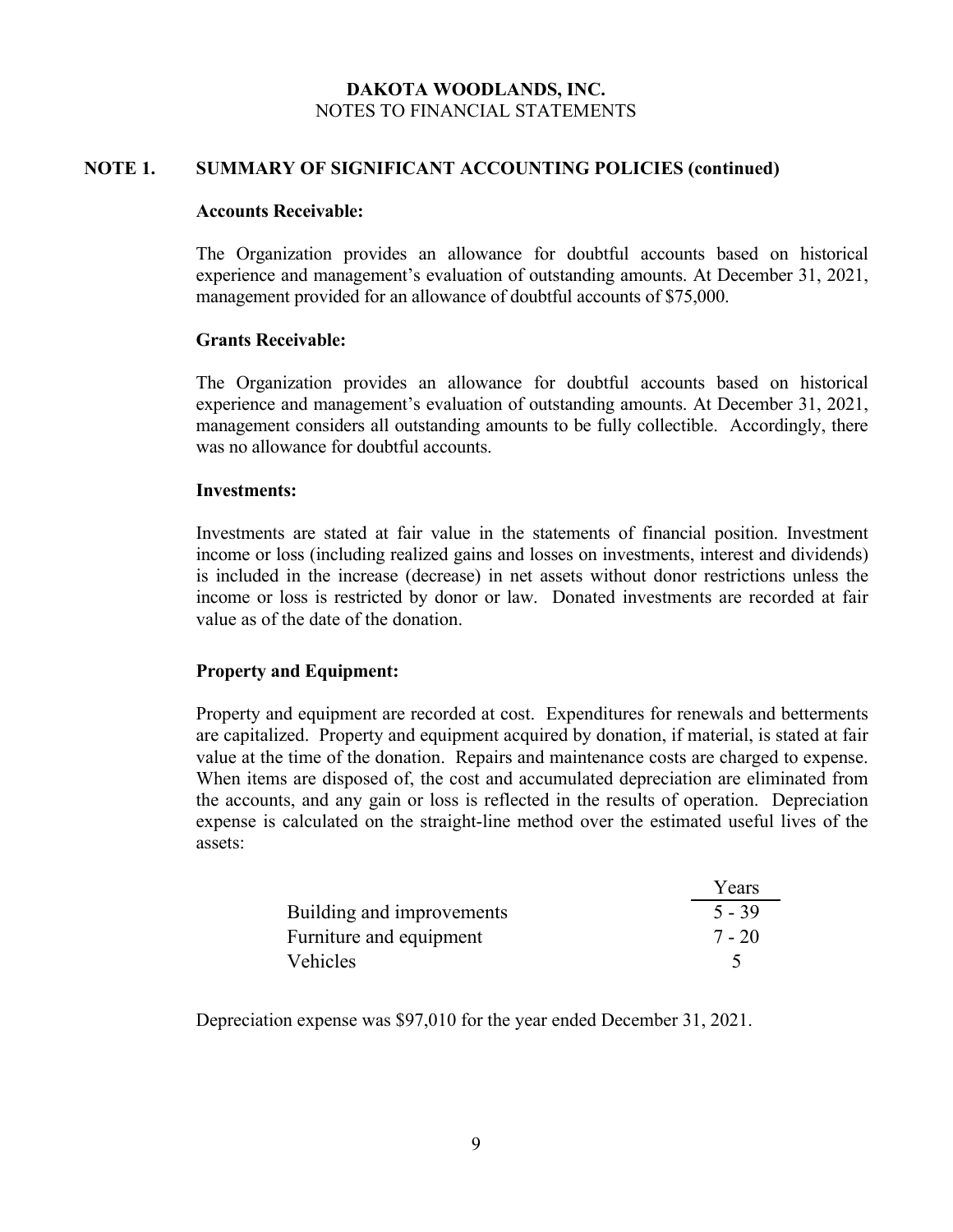# DAKOTA WOODLANDS, INC.

NOTES TO FINANCIAL STATEMENTS

## NOTE 1. SUMMARY OF SIGNIFICANT ACCOUNTING POLICIES (continued)

### Accounts Receivable:

The Organization provides an allowance for doubtful accounts based on historical experience and management's evaluation of outstanding amounts. At December 31, 2021, management provided for an allowance of doubtful accounts of $75,000.

### Grants Receivable:

The Organization provides an allowance for doubtful accounts based on historical experience and management's evaluation of outstanding amounts. At December 31, 2021, management considers all outstanding amounts to be fully collectible. Accordingly, there was no allowance for doubtful accounts.

### Investments:

Investments are stated at fair value in the statements of financial position. Investment income or loss (including realized gains and losses on investments, interest and dividends) is included in the increase (decrease) in net assets without donor restrictions unless the income or loss is restricted by donor or law. Donated investments are recorded at fair value as of the date of the donation.

### Property and Equipment:

Property and equipment are recorded at cost. Expenditures for renewals and betterments are capitalized. Property and equipment acquired by donation, if material, is stated at fair value at the time of the donation. Repairs and maintenance costs are charged to expense. When items are disposed of, the cost and accumulated depreciation are eliminated from the accounts, and any gain or loss is reflected in the results of operation. Depreciation expense is calculated on the straight-line method over the estimated useful lives of the assets:

| | Years |
|---|---|
| Building and improvements | 5 - 39 |
| Furniture and equipment | 7 - 20 |
| Vehicles | 5 |

Depreciation expense was $97,010 for the year ended December 31, 2021.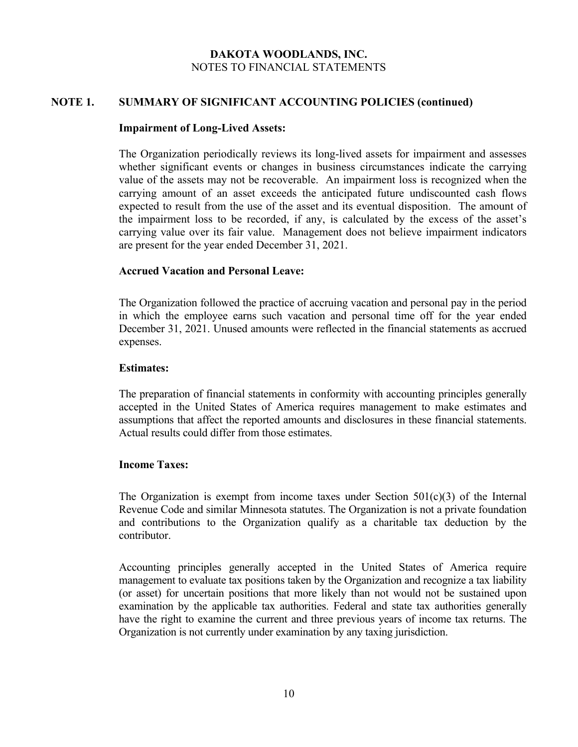**DAKOTA WOODLANDS, INC.**
NOTES TO FINANCIAL STATEMENTS

## NOTE 1. SUMMARY OF SIGNIFICANT ACCOUNTING POLICIES (continued)

### Impairment of Long-Lived Assets:

The Organization periodically reviews its long-lived assets for impairment and assesses whether significant events or changes in business circumstances indicate the carrying value of the assets may not be recoverable. An impairment loss is recognized when the carrying amount of an asset exceeds the anticipated future undiscounted cash flows expected to result from the use of the asset and its eventual disposition. The amount of the impairment loss to be recorded, if any, is calculated by the excess of the asset's carrying value over its fair value. Management does not believe impairment indicators are present for the year ended December 31, 2021.

### Accrued Vacation and Personal Leave:

The Organization followed the practice of accruing vacation and personal pay in the period in which the employee earns such vacation and personal time off for the year ended December 31, 2021. Unused amounts were reflected in the financial statements as accrued expenses.

### Estimates:

The preparation of financial statements in conformity with accounting principles generally accepted in the United States of America requires management to make estimates and assumptions that affect the reported amounts and disclosures in these financial statements. Actual results could differ from those estimates.

### Income Taxes:

The Organization is exempt from income taxes under Section 501(c)(3) of the Internal Revenue Code and similar Minnesota statutes. The Organization is not a private foundation and contributions to the Organization qualify as a charitable tax deduction by the contributor.

Accounting principles generally accepted in the United States of America require management to evaluate tax positions taken by the Organization and recognize a tax liability (or asset) for uncertain positions that more likely than not would not be sustained upon examination by the applicable tax authorities. Federal and state tax authorities generally have the right to examine the current and three previous years of income tax returns. The Organization is not currently under examination by any taxing jurisdiction.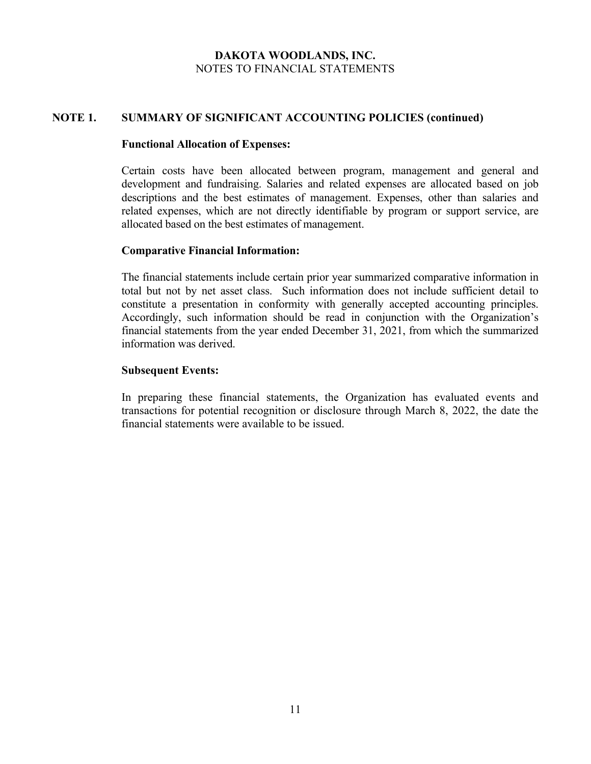**DAKOTA WOODLANDS, INC.**
NOTES TO FINANCIAL STATEMENTS

## NOTE 1. SUMMARY OF SIGNIFICANT ACCOUNTING POLICIES (continued)

### Functional Allocation of Expenses:

Certain costs have been allocated between program, management and general and development and fundraising. Salaries and related expenses are allocated based on job descriptions and the best estimates of management. Expenses, other than salaries and related expenses, which are not directly identifiable by program or support service, are allocated based on the best estimates of management.

### Comparative Financial Information:

The financial statements include certain prior year summarized comparative information in total but not by net asset class. Such information does not include sufficient detail to constitute a presentation in conformity with generally accepted accounting principles. Accordingly, such information should be read in conjunction with the Organization's financial statements from the year ended December 31, 2021, from which the summarized information was derived.

### Subsequent Events:

In preparing these financial statements, the Organization has evaluated events and transactions for potential recognition or disclosure through March 8, 2022, the date the financial statements were available to be issued.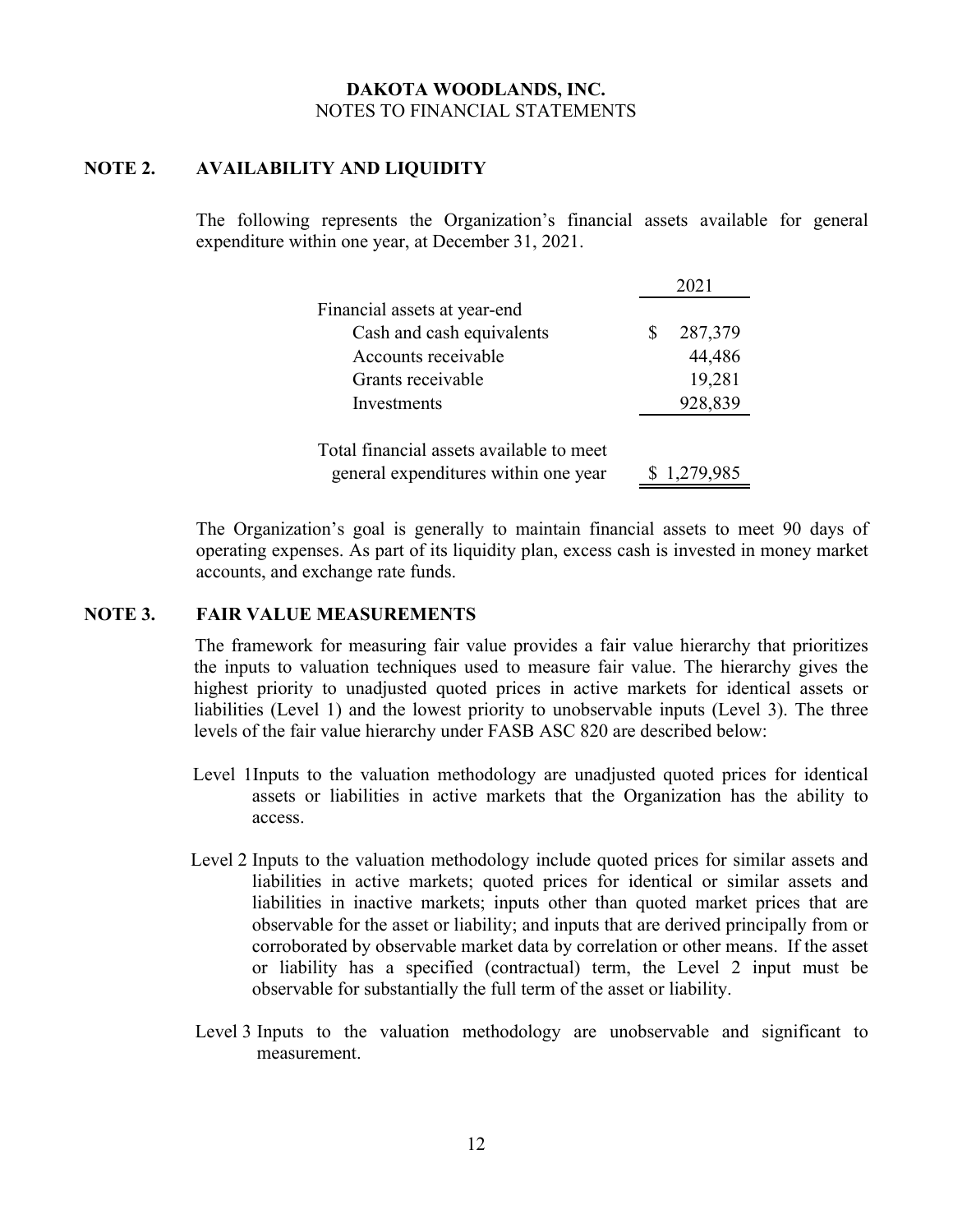**DAKOTA WOODLANDS, INC.**
NOTES TO FINANCIAL STATEMENTS

## NOTE 2. AVAILABILITY AND LIQUIDITY

The following represents the Organization's financial assets available for general expenditure within one year, at December 31, 2021.

| | 2021 |
|---|---|
| Financial assets at year-end | |
| Cash and cash equivalents | $ 287,379 |
| Accounts receivable | 44,486 |
| Grants receivable | 19,281 |
| Investments | 928,839 |
| Total financial assets available to meet general expenditures within one year | $ 1,279,985 |

The Organization's goal is generally to maintain financial assets to meet 90 days of operating expenses. As part of its liquidity plan, excess cash is invested in money market accounts, and exchange rate funds.

## NOTE 3. FAIR VALUE MEASUREMENTS

The framework for measuring fair value provides a fair value hierarchy that prioritizes the inputs to valuation techniques used to measure fair value. The hierarchy gives the highest priority to unadjusted quoted prices in active markets for identical assets or liabilities (Level 1) and the lowest priority to unobservable inputs (Level 3). The three levels of the fair value hierarchy under FASB ASC 820 are described below:

Level 1 Inputs to the valuation methodology are unadjusted quoted prices for identical assets or liabilities in active markets that the Organization has the ability to access.

Level 2 Inputs to the valuation methodology include quoted prices for similar assets and liabilities in active markets; quoted prices for identical or similar assets and liabilities in inactive markets; inputs other than quoted market prices that are observable for the asset or liability; and inputs that are derived principally from or corroborated by observable market data by correlation or other means. If the asset or liability has a specified (contractual) term, the Level 2 input must be observable for substantially the full term of the asset or liability.

Level 3 Inputs to the valuation methodology are unobservable and significant to measurement.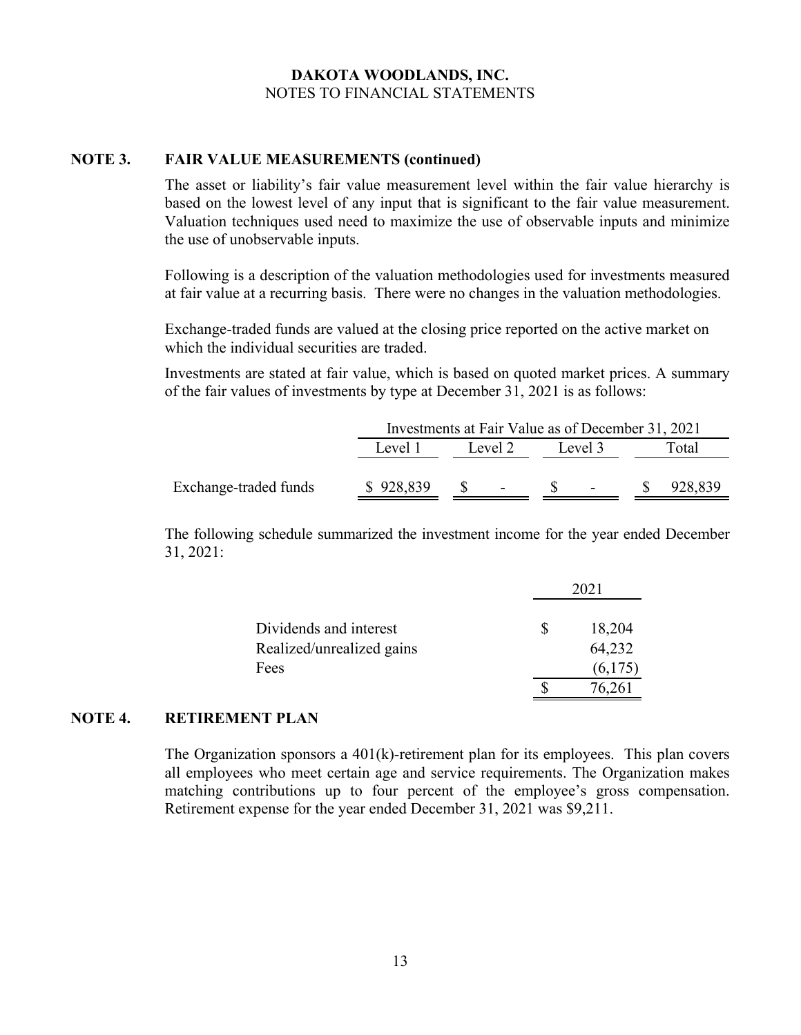**DAKOTA WOODLANDS, INC.**
NOTES TO FINANCIAL STATEMENTS

## NOTE 3. FAIR VALUE MEASUREMENTS (continued)

The asset or liability's fair value measurement level within the fair value hierarchy is based on the lowest level of any input that is significant to the fair value measurement. Valuation techniques used need to maximize the use of observable inputs and minimize the use of unobservable inputs.

Following is a description of the valuation methodologies used for investments measured at fair value at a recurring basis. There were no changes in the valuation methodologies.

Exchange-traded funds are valued at the closing price reported on the active market on which the individual securities are traded.

Investments are stated at fair value, which is based on quoted market prices. A summary of the fair values of investments by type at December 31, 2021 is as follows:

| | Investments at Fair Value as of December 31, 2021 | | | |
|---|---|---|---|---|
| | Level 1 | Level 2 | Level 3 | Total |
| Exchange-traded funds | $ 928,839 | $ - | $ - | $ 928,839 |

The following schedule summarized the investment income for the year ended December 31, 2021:

| | 2021 |
|---|---|
| Dividends and interest | $ 18,204 |
| Realized/unrealized gains | 64,232 |
| Fees | (6,175) |
| | $ 76,261 |

## NOTE 4. RETIREMENT PLAN

The Organization sponsors a 401(k)-retirement plan for its employees. This plan covers all employees who meet certain age and service requirements. The Organization makes matching contributions up to four percent of the employee's gross compensation. Retirement expense for the year ended December 31, 2021 was $9,211.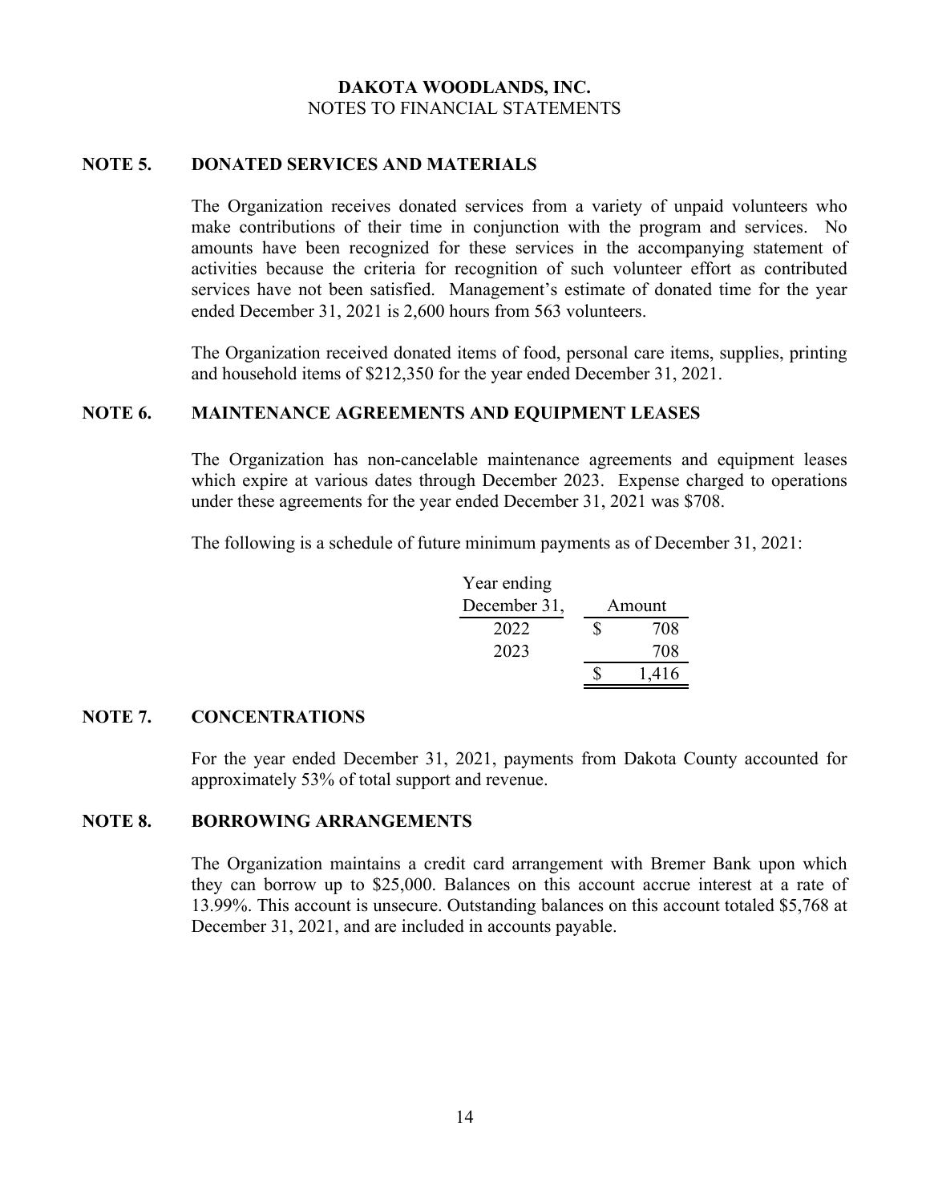**DAKOTA WOODLANDS, INC.**
NOTES TO FINANCIAL STATEMENTS

## NOTE 5. DONATED SERVICES AND MATERIALS

The Organization receives donated services from a variety of unpaid volunteers who make contributions of their time in conjunction with the program and services. No amounts have been recognized for these services in the accompanying statement of activities because the criteria for recognition of such volunteer effort as contributed services have not been satisfied. Management's estimate of donated time for the year ended December 31, 2021 is 2,600 hours from 563 volunteers.

The Organization received donated items of food, personal care items, supplies, printing and household items of $212,350 for the year ended December 31, 2021.

## NOTE 6. MAINTENANCE AGREEMENTS AND EQUIPMENT LEASES

The Organization has non-cancelable maintenance agreements and equipment leases which expire at various dates through December 2023. Expense charged to operations under these agreements for the year ended December 31, 2021 was $708.

The following is a schedule of future minimum payments as of December 31, 2021:

| Year ending December 31, | Amount |
|---|---|
| 2022 | $ 708 |
| 2023 | 708 |
| | $ 1,416 |

## NOTE 7. CONCENTRATIONS

For the year ended December 31, 2021, payments from Dakota County accounted for approximately 53% of total support and revenue.

## NOTE 8. BORROWING ARRANGEMENTS

The Organization maintains a credit card arrangement with Bremer Bank upon which they can borrow up to $25,000. Balances on this account accrue interest at a rate of 13.99%. This account is unsecure. Outstanding balances on this account totaled $5,768 at December 31, 2021, and are included in accounts payable.